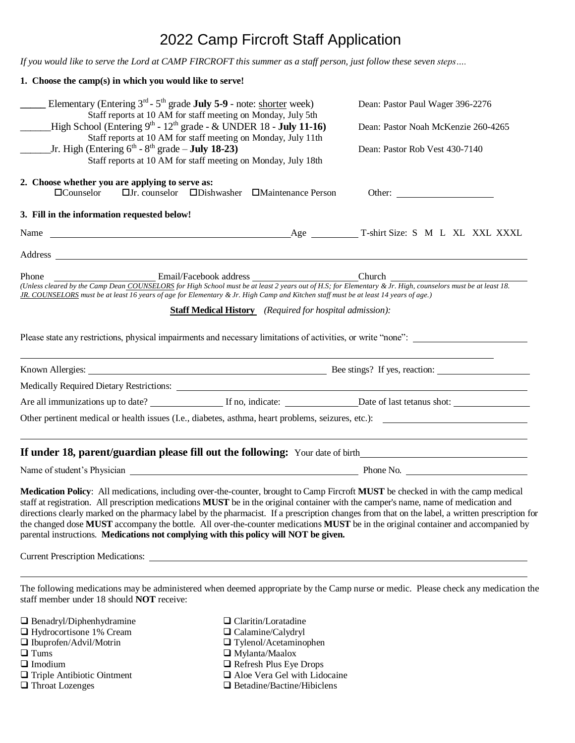# 2022 Camp Fircroft Staff Application

*If you would like to serve the Lord at CAMP FIRCROFT this summer as a staff person, just follow these seven steps….*

**1. Choose the camp(s) in which you would like to serve!**

_____ Elementary (Entering 3rd - 5th grade **July 5-9** - note: <u>shorter</u> week) — Dean: Pastor Paul Wager 396-2276
Staff reports at 10 AM for staff meeting on Monday, July 5th

______High School (Entering 9th - 12th grade - & UNDER 18 - **July 11-16)** — Dean: Pastor Noah McKenzie 260-4265
Staff reports at 10 AM for staff meeting on Monday, July 11th

______Jr. High (Entering 6th - 8th grade – **July 18-23)** — Dean: Pastor Rob Vest 430-7140
Staff reports at 10 AM for staff meeting on Monday, July 18th

**2. Choose whether you are applying to serve as:**

☐Counselor ☐Jr. counselor ☐Dishwasher ☐Maintenance Person Other: ____________________

**3. Fill in the information requested below!**

Name ______________________________ Age __________ T-shirt Size: S M L XL XXL XXXL

Address ______________________________

Phone ____________________ Email/Facebook address ____________________ Church ____________________

*(Unless cleared by the Camp Dean <u>COUNSELORS</u> for High School must be at least 2 years out of H.S; for Elementary & Jr. High, counselors must be at least 18. <u>JR. COUNSELORS</u> must be at least 16 years of age for Elementary & Jr. High Camp and Kitchen staff must be at least 14 years of age.)*

**<u>Staff Medical History</u>** *(Required for hospital admission):*

Please state any restrictions, physical impairments and necessary limitations of activities, or write "none": ____________________

______________________________

Known Allergies: ______________________________ Bee stings? If yes, reaction: ____________________

Medically Required Dietary Restrictions: ______________________________

Are all immunizations up to date? ______________ If no, indicate: ______________ Date of last tetanus shot: ______________

Other pertinent medical or health issues (I.e., diabetes, asthma, heart problems, seizures, etc.): ____________________

______________________________

**If under 18, parent/guardian please fill out the following:** Your date of birth ____________________

Name of student's Physician ______________________________ Phone No. ____________________

**Medication Policy**: All medications, including over-the-counter, brought to Camp Fircroft **MUST** be checked in with the camp medical staff at registration. All prescription medications **MUST** be in the original container with the camper's name, name of medication and directions clearly marked on the pharmacy label by the pharmacist. If a prescription changes from that on the label, a written prescription for the changed dose **MUST** accompany the bottle. All over-the-counter medications **MUST** be in the original container and accompanied by parental instructions. **Medications not complying with this policy will NOT be given.**

Current Prescription Medications: ______________________________

______________________________

The following medications may be administered when deemed appropriate by the Camp nurse or medic. Please check any medication the staff member under 18 should **NOT** receive:

- ❑ Benadryl/Diphenhydramine
- ❑ Hydrocortisone 1% Cream
- ❑ Ibuprofen/Advil/Motrin
- ❑ Tums
- ❑ Imodium
- ❑ Triple Antibiotic Ointment
- ❑ Throat Lozenges
- ❑ Claritin/Loratadine
- ❑ Calamine/Calydryl
- ❑ Tylenol/Acetaminophen
- ❑ Mylanta/Maalox
- ❑ Refresh Plus Eye Drops
- ❑ Aloe Vera Gel with Lidocaine
- ❑ Betadine/Bactine/Hibiclens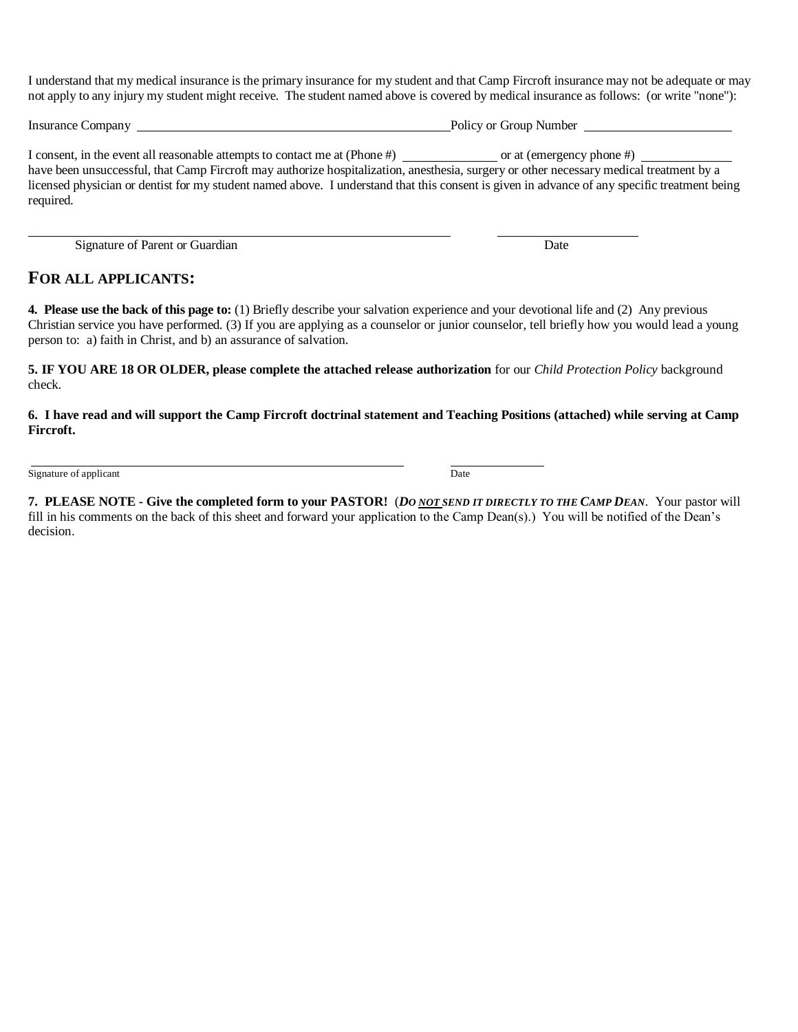I understand that my medical insurance is the primary insurance for my student and that Camp Fircroft insurance may not be adequate or may not apply to any injury my student might receive. The student named above is covered by medical insurance as follows: (or write "none"):

Insurance Company ______________________________ Policy or Group Number ______________________________

I consent, in the event all reasonable attempts to contact me at (Phone #) ______________ or at (emergency phone #) ______________ have been unsuccessful, that Camp Fircroft may authorize hospitalization, anesthesia, surgery or other necessary medical treatment by a licensed physician or dentist for my student named above. I understand that this consent is given in advance of any specific treatment being required.

______________________________________________ ______________________

Signature of Parent or Guardian Date

## FOR ALL APPLICANTS:

**4. Please use the back of this page to:** (1) Briefly describe your salvation experience and your devotional life and (2) Any previous Christian service you have performed. (3) If you are applying as a counselor or junior counselor, tell briefly how you would lead a young person to: a) faith in Christ, and b) an assurance of salvation.

**5. IF YOU ARE 18 OR OLDER, please complete the attached release authorization** for our *Child Protection Policy* background check.

**6. I have read and will support the Camp Fircroft doctrinal statement and Teaching Positions (attached) while serving at Camp Fircroft.**

______________________________________________ ______________________

Signature of applicant Date

**7. PLEASE NOTE - Give the completed form to your PASTOR!** (***DO NOT SEND IT DIRECTLY TO THE CAMP DEAN***. Your pastor will fill in his comments on the back of this sheet and forward your application to the Camp Dean(s).) You will be notified of the Dean's decision.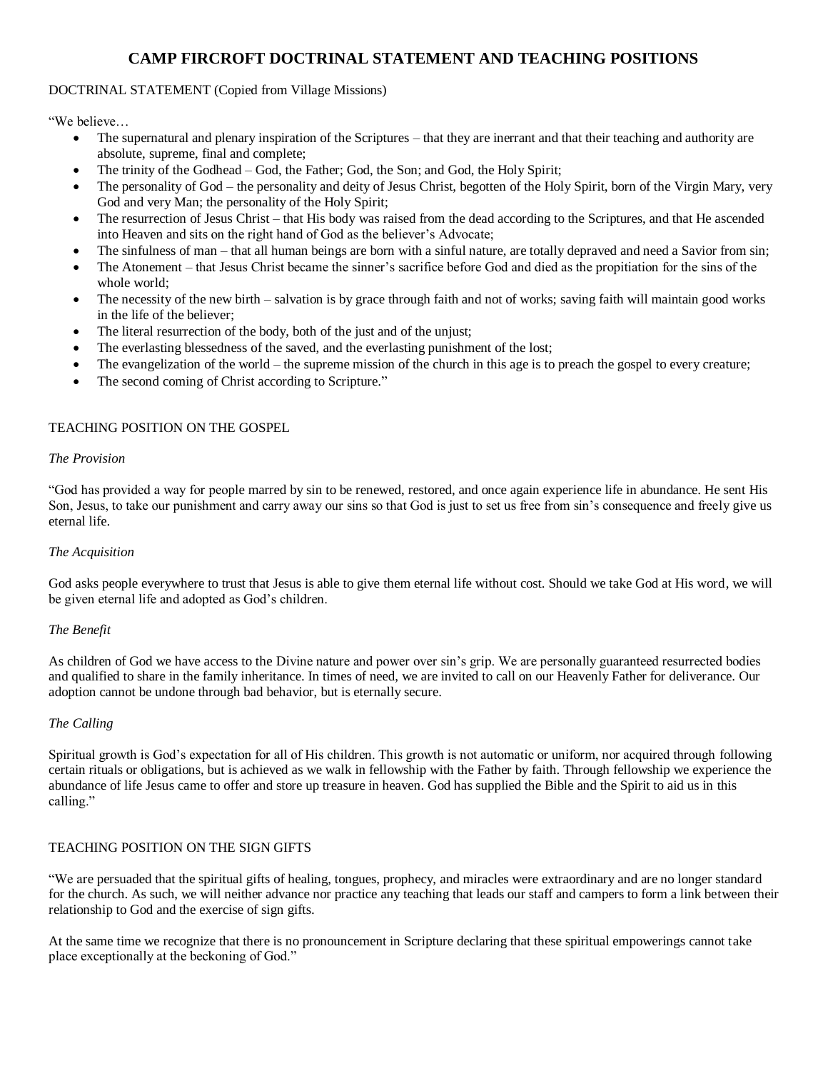# CAMP FIRCROFT DOCTRINAL STATEMENT AND TEACHING POSITIONS

DOCTRINAL STATEMENT (Copied from Village Missions)

"We believe…

- The supernatural and plenary inspiration of the Scriptures – that they are inerrant and that their teaching and authority are absolute, supreme, final and complete;
- The trinity of the Godhead – God, the Father; God, the Son; and God, the Holy Spirit;
- The personality of God – the personality and deity of Jesus Christ, begotten of the Holy Spirit, born of the Virgin Mary, very God and very Man; the personality of the Holy Spirit;
- The resurrection of Jesus Christ – that His body was raised from the dead according to the Scriptures, and that He ascended into Heaven and sits on the right hand of God as the believer's Advocate;
- The sinfulness of man – that all human beings are born with a sinful nature, are totally depraved and need a Savior from sin;
- The Atonement – that Jesus Christ became the sinner's sacrifice before God and died as the propitiation for the sins of the whole world;
- The necessity of the new birth – salvation is by grace through faith and not of works; saving faith will maintain good works in the life of the believer;
- The literal resurrection of the body, both of the just and of the unjust;
- The everlasting blessedness of the saved, and the everlasting punishment of the lost;
- The evangelization of the world – the supreme mission of the church in this age is to preach the gospel to every creature;
- The second coming of Christ according to Scripture."

TEACHING POSITION ON THE GOSPEL

*The Provision*

"God has provided a way for people marred by sin to be renewed, restored, and once again experience life in abundance. He sent His Son, Jesus, to take our punishment and carry away our sins so that God is just to set us free from sin's consequence and freely give us eternal life.

*The Acquisition*

God asks people everywhere to trust that Jesus is able to give them eternal life without cost. Should we take God at His word, we will be given eternal life and adopted as God's children.

*The Benefit*

As children of God we have access to the Divine nature and power over sin's grip. We are personally guaranteed resurrected bodies and qualified to share in the family inheritance. In times of need, we are invited to call on our Heavenly Father for deliverance. Our adoption cannot be undone through bad behavior, but is eternally secure.

*The Calling*

Spiritual growth is God's expectation for all of His children. This growth is not automatic or uniform, nor acquired through following certain rituals or obligations, but is achieved as we walk in fellowship with the Father by faith. Through fellowship we experience the abundance of life Jesus came to offer and store up treasure in heaven. God has supplied the Bible and the Spirit to aid us in this calling."

TEACHING POSITION ON THE SIGN GIFTS

"We are persuaded that the spiritual gifts of healing, tongues, prophecy, and miracles were extraordinary and are no longer standard for the church. As such, we will neither advance nor practice any teaching that leads our staff and campers to form a link between their relationship to God and the exercise of sign gifts.

At the same time we recognize that there is no pronouncement in Scripture declaring that these spiritual empowerings cannot take place exceptionally at the beckoning of God."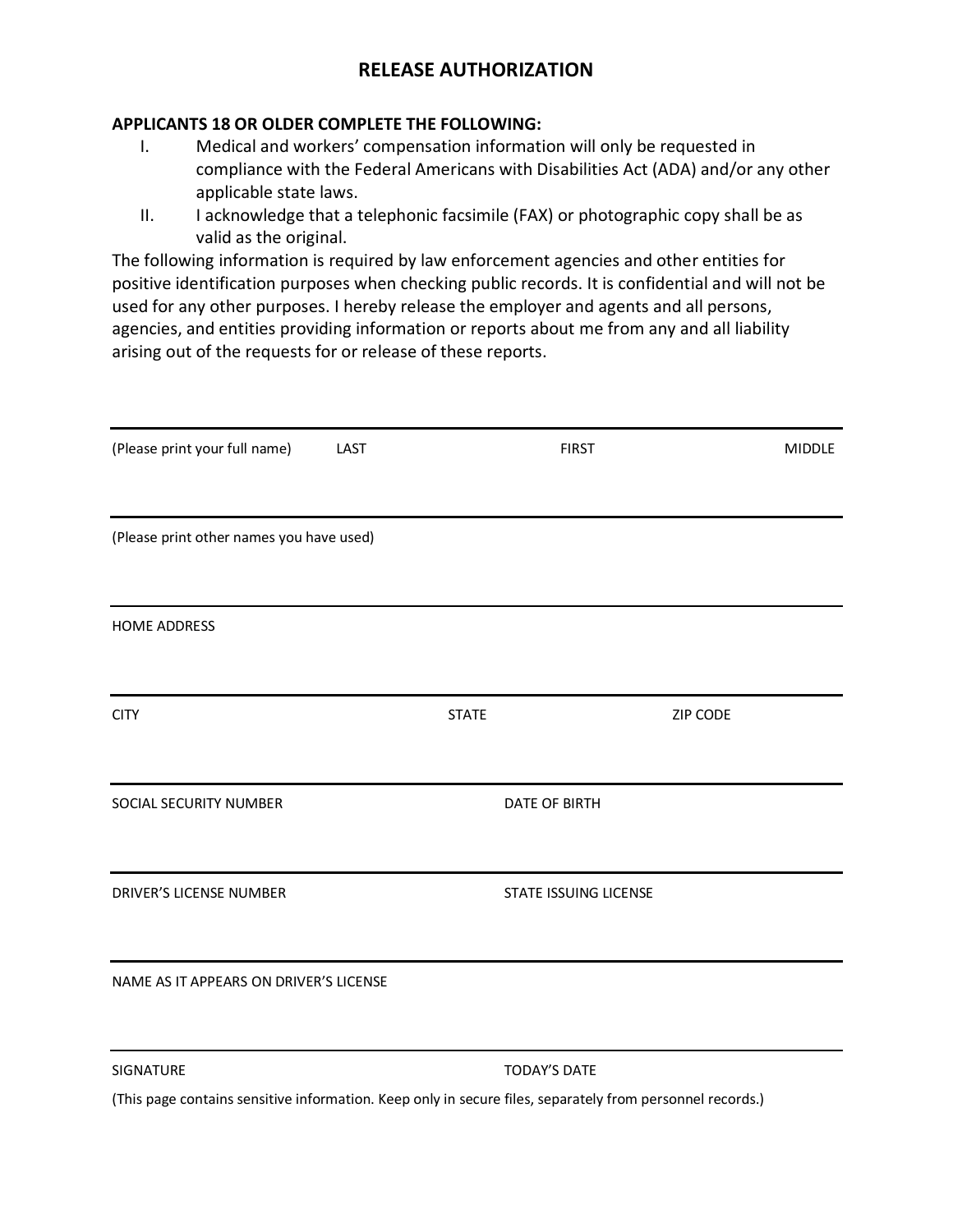# RELEASE AUTHORIZATION

**APPLICANTS 18 OR OLDER COMPLETE THE FOLLOWING:**

I. Medical and workers' compensation information will only be requested in compliance with the Federal Americans with Disabilities Act (ADA) and/or any other applicable state laws.

II. I acknowledge that a telephonic facsimile (FAX) or photographic copy shall be as valid as the original.

The following information is required by law enforcement agencies and other entities for positive identification purposes when checking public records. It is confidential and will not be used for any other purposes. I hereby release the employer and agents and all persons, agencies, and entities providing information or reports about me from any and all liability arising out of the requests for or release of these reports.

---

(Please print your full name) LAST FIRST MIDDLE

---

(Please print other names you have used)

---

HOME ADDRESS

---

CITY STATE ZIP CODE

---

SOCIAL SECURITY NUMBER DATE OF BIRTH

---

DRIVER'S LICENSE NUMBER STATE ISSUING LICENSE

---

NAME AS IT APPEARS ON DRIVER'S LICENSE

---

SIGNATURE TODAY'S DATE

(This page contains sensitive information. Keep only in secure files, separately from personnel records.)